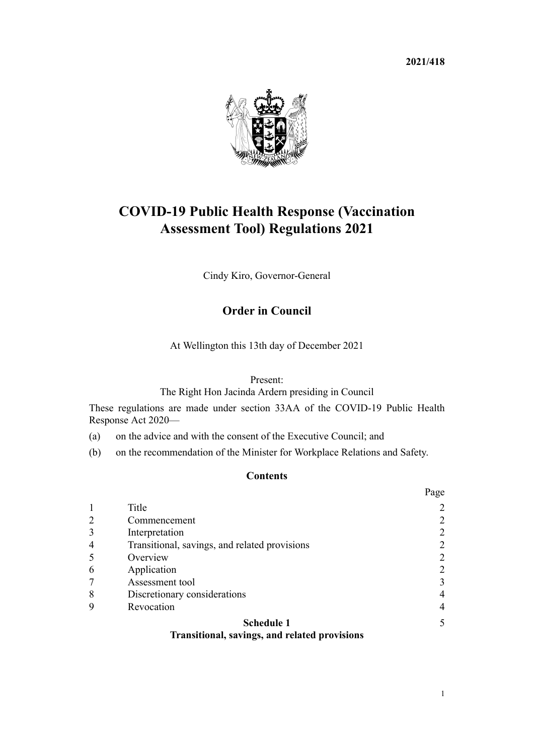**2021/418**

# COVID-19 Public Health Response (Vaccination Assessment Tool) Regulations 2021

Cindy Kiro, Governor-General

## Order in Council

At Wellington this 13th day of December 2021

Present:
The Right Hon Jacinda Ardern presiding in Council

These regulations are made under section 33AA of the COVID-19 Public Health Response Act 2020—

(a) on the advice and with the consent of the Executive Council; and

(b) on the recommendation of the Minister for Workplace Relations and Safety.

### Contents

| | | Page |
|---|---|---|
| 1 | Title | 2 |
| 2 | Commencement | 2 |
| 3 | Interpretation | 2 |
| 4 | Transitional, savings, and related provisions | 2 |
| 5 | Overview | 2 |
| 6 | Application | 2 |
| 7 | Assessment tool | 3 |
| 8 | Discretionary considerations | 4 |
| 9 | Revocation | 4 |
| | **Schedule 1** **Transitional, savings, and related provisions** | 5 |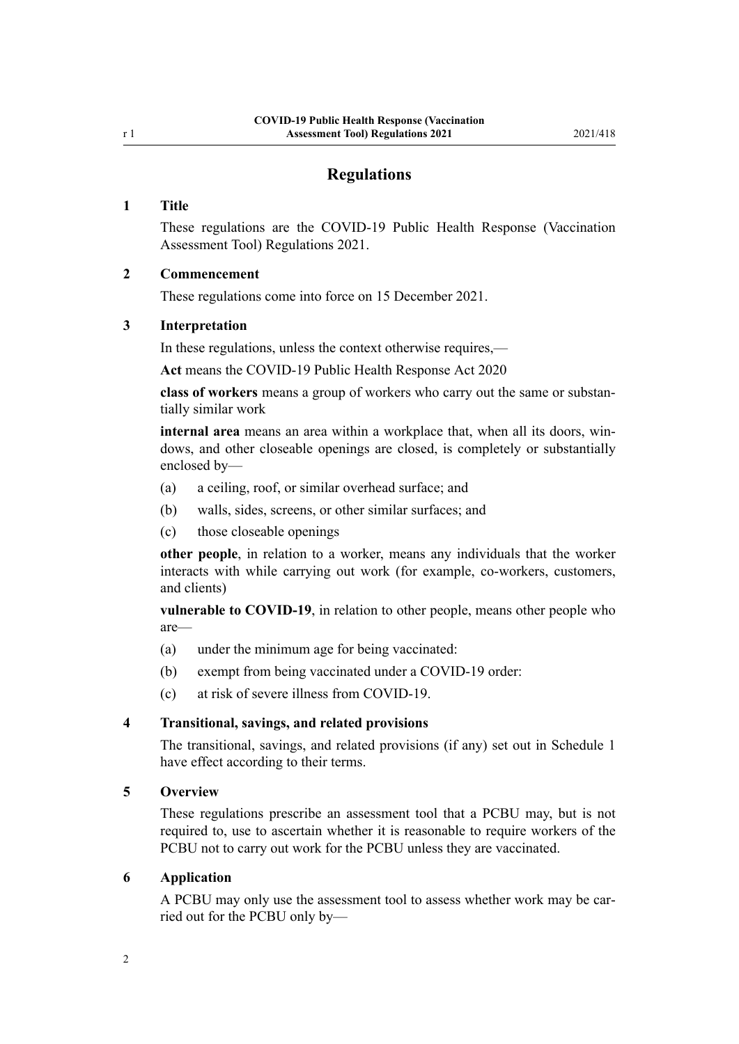# Regulations

## 1 Title

These regulations are the COVID-19 Public Health Response (Vaccination Assessment Tool) Regulations 2021.

## 2 Commencement

These regulations come into force on 15 December 2021.

## 3 Interpretation

In these regulations, unless the context otherwise requires,—

**Act** means the COVID-19 Public Health Response Act 2020

**class of workers** means a group of workers who carry out the same or substantially similar work

**internal area** means an area within a workplace that, when all its doors, windows, and other closeable openings are closed, is completely or substantially enclosed by—

(a) a ceiling, roof, or similar overhead surface; and

(b) walls, sides, screens, or other similar surfaces; and

(c) those closeable openings

**other people**, in relation to a worker, means any individuals that the worker interacts with while carrying out work (for example, co-workers, customers, and clients)

**vulnerable to COVID-19**, in relation to other people, means other people who are—

(a) under the minimum age for being vaccinated:

(b) exempt from being vaccinated under a COVID-19 order:

(c) at risk of severe illness from COVID-19.

## 4 Transitional, savings, and related provisions

The transitional, savings, and related provisions (if any) set out in Schedule 1 have effect according to their terms.

## 5 Overview

These regulations prescribe an assessment tool that a PCBU may, but is not required to, use to ascertain whether it is reasonable to require workers of the PCBU not to carry out work for the PCBU unless they are vaccinated.

## 6 Application

A PCBU may only use the assessment tool to assess whether work may be carried out for the PCBU only by—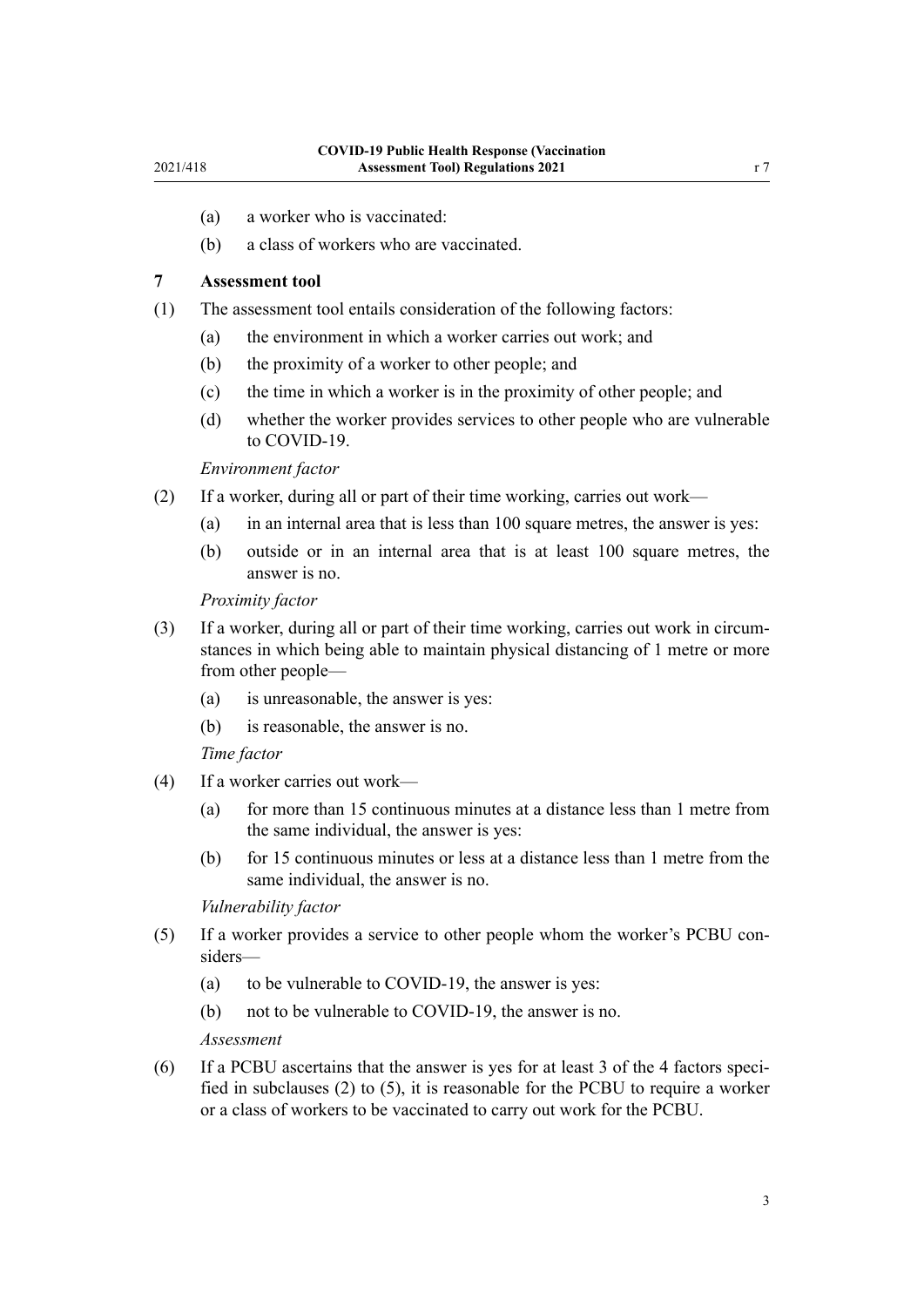(a) a worker who is vaccinated:

(b) a class of workers who are vaccinated.

## 7 Assessment tool

(1) The assessment tool entails consideration of the following factors:

(a) the environment in which a worker carries out work; and

(b) the proximity of a worker to other people; and

(c) the time in which a worker is in the proximity of other people; and

(d) whether the worker provides services to other people who are vulnerable to COVID-19.

*Environment factor*

(2) If a worker, during all or part of their time working, carries out work—

(a) in an internal area that is less than 100 square metres, the answer is yes:

(b) outside or in an internal area that is at least 100 square metres, the answer is no.

*Proximity factor*

(3) If a worker, during all or part of their time working, carries out work in circumstances in which being able to maintain physical distancing of 1 metre or more from other people—

(a) is unreasonable, the answer is yes:

(b) is reasonable, the answer is no.

*Time factor*

(4) If a worker carries out work—

(a) for more than 15 continuous minutes at a distance less than 1 metre from the same individual, the answer is yes:

(b) for 15 continuous minutes or less at a distance less than 1 metre from the same individual, the answer is no.

*Vulnerability factor*

(5) If a worker provides a service to other people whom the worker's PCBU considers—

(a) to be vulnerable to COVID-19, the answer is yes:

(b) not to be vulnerable to COVID-19, the answer is no.

*Assessment*

(6) If a PCBU ascertains that the answer is yes for at least 3 of the 4 factors specified in subclauses (2) to (5), it is reasonable for the PCBU to require a worker or a class of workers to be vaccinated to carry out work for the PCBU.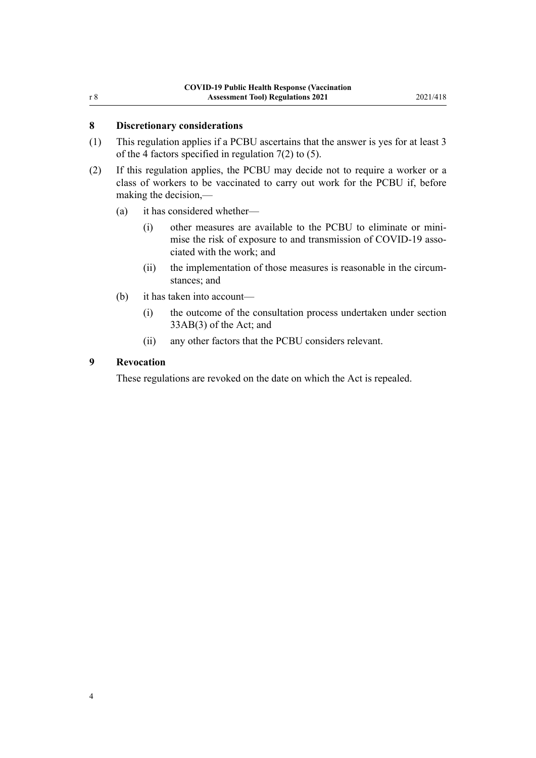### 8 Discretionary considerations

(1) This regulation applies if a PCBU ascertains that the answer is yes for at least 3 of the 4 factors specified in regulation 7(2) to (5).

(2) If this regulation applies, the PCBU may decide not to require a worker or a class of workers to be vaccinated to carry out work for the PCBU if, before making the decision,—

- (a) it has considered whether—
  - (i) other measures are available to the PCBU to eliminate or minimise the risk of exposure to and transmission of COVID-19 associated with the work; and
  - (ii) the implementation of those measures is reasonable in the circumstances; and
- (b) it has taken into account—
  - (i) the outcome of the consultation process undertaken under section 33AB(3) of the Act; and
  - (ii) any other factors that the PCBU considers relevant.

### 9 Revocation

These regulations are revoked on the date on which the Act is repealed.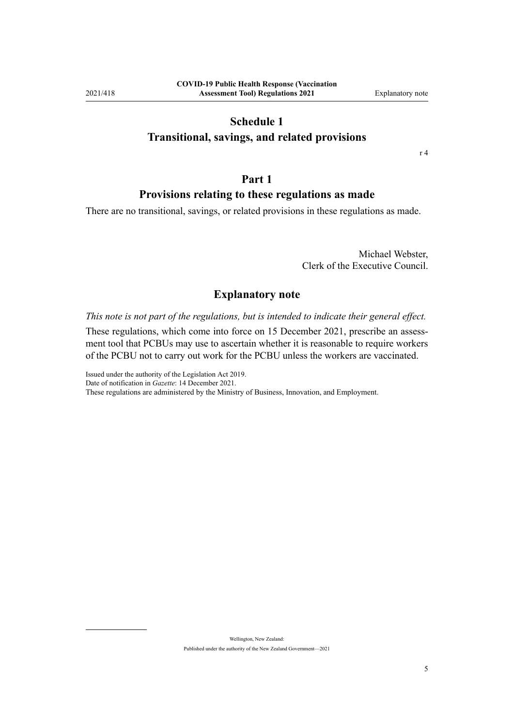# Schedule 1
# Transitional, savings, and related provisions

r 4

## Part 1
## Provisions relating to these regulations as made

There are no transitional, savings, or related provisions in these regulations as made.

Michael Webster,
Clerk of the Executive Council.

## Explanatory note

*This note is not part of the regulations, but is intended to indicate their general effect.*

These regulations, which come into force on 15 December 2021, prescribe an assessment tool that PCBUs may use to ascertain whether it is reasonable to require workers of the PCBU not to carry out work for the PCBU unless the workers are vaccinated.

Issued under the authority of the Legislation Act 2019.
Date of notification in *Gazette*: 14 December 2021.
These regulations are administered by the Ministry of Business, Innovation, and Employment.

Wellington, New Zealand:
Published under the authority of the New Zealand Government—2021